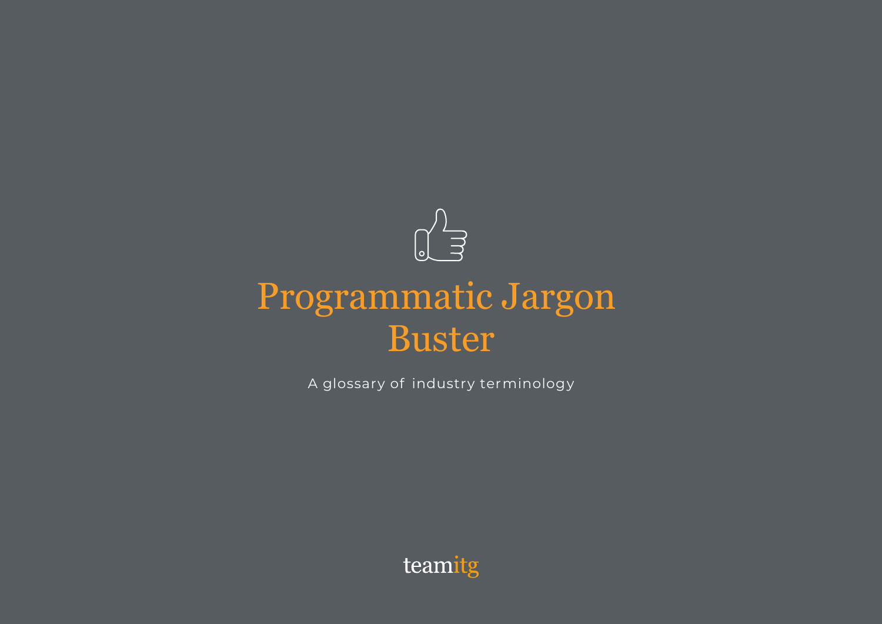# Programmatic Jargon Buster

A glossary of industry terminology

teamitg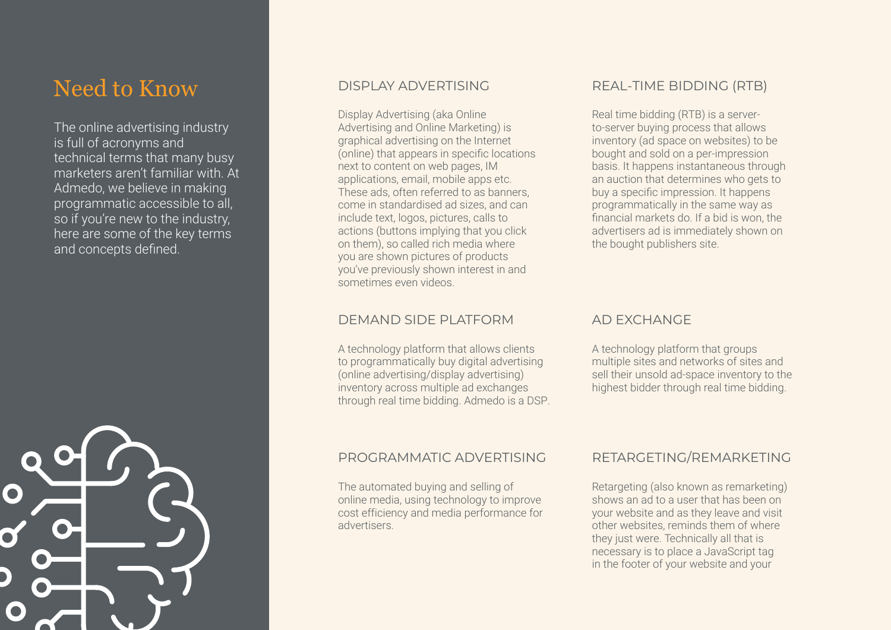# Need to Know

The online advertising industry is full of acronyms and technical terms that many busy marketers aren't familiar with. At Admedo, we believe in making programmatic accessible to all, so if you're new to the industry, here are some of the key terms and concepts defined.

## DISPLAY ADVERTISING

Display Advertising (aka Online Advertising and Online Marketing) is graphical advertising on the Internet (online) that appears in specific locations next to content on web pages, IM applications, email, mobile apps etc. These ads, often referred to as banners, come in standardised ad sizes, and can include text, logos, pictures, calls to actions (buttons implying that you click on them), so called rich media where you are shown pictures of products you've previously shown interest in and sometimes even videos.

## DEMAND SIDE PLATFORM

A technology platform that allows clients to programmatically buy digital advertising (online advertising/display advertising) inventory across multiple ad exchanges through real time bidding. Admedo is a DSP.

## PROGRAMMATIC ADVERTISING

The automated buying and selling of online media, using technology to improve cost efficiency and media performance for advertisers.

## REAL-TIME BIDDING (RTB)

Real time bidding (RTB) is a server-to-server buying process that allows inventory (ad space on websites) to be bought and sold on a per-impression basis. It happens instantaneous through an auction that determines who gets to buy a specific impression. It happens programmatically in the same way as financial markets do. If a bid is won, the advertisers ad is immediately shown on the bought publishers site.

## AD EXCHANGE

A technology platform that groups multiple sites and networks of sites and sell their unsold ad-space inventory to the highest bidder through real time bidding.

## RETARGETING/REMARKETING

Retargeting (also known as remarketing) shows an ad to a user that has been on your website and as they leave and visit other websites, reminds them of where they just were. Technically all that is necessary is to place a JavaScript tag in the footer of your website and your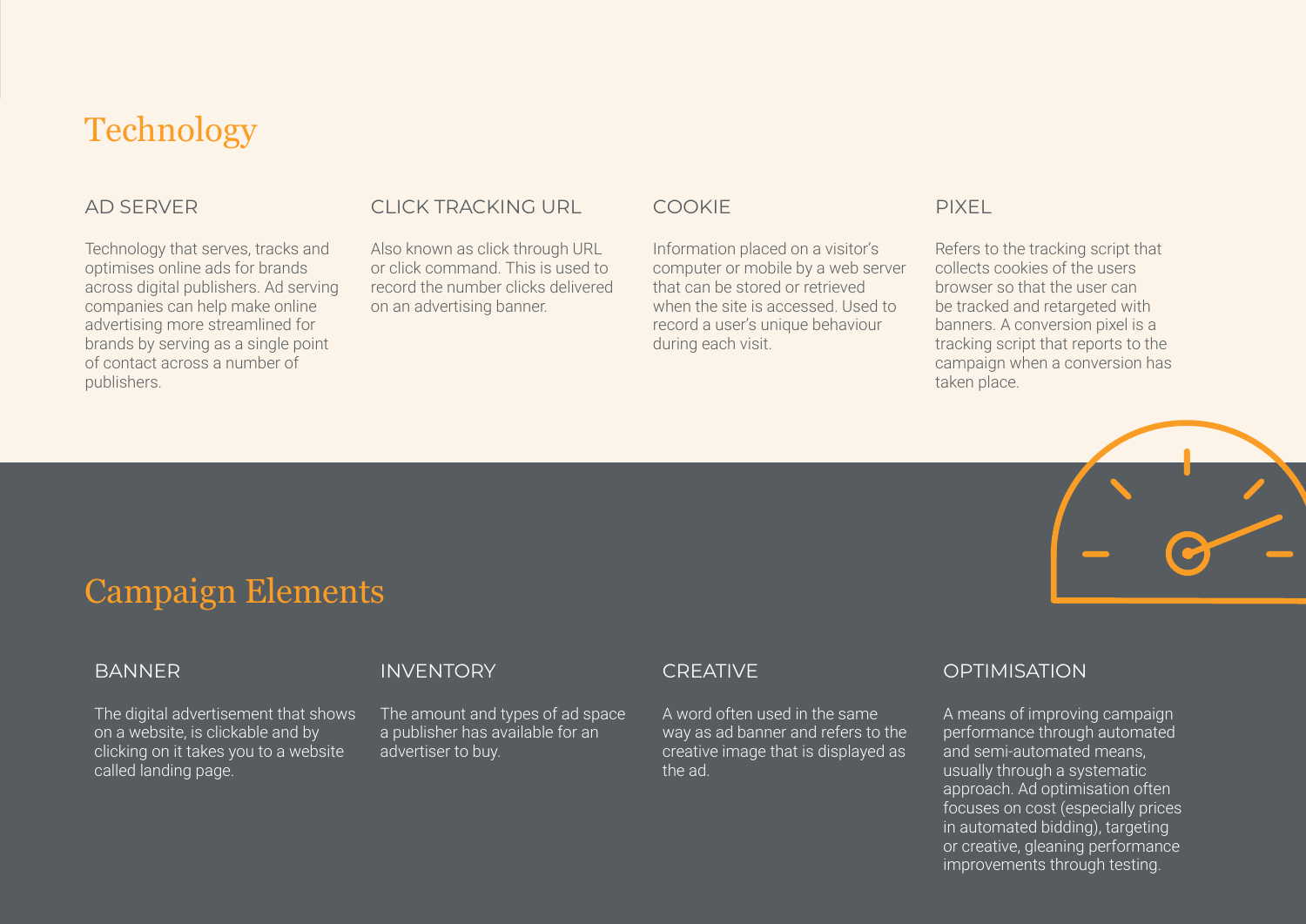# Technology

### AD SERVER

Technology that serves, tracks and optimises online ads for brands across digital publishers. Ad serving companies can help make online advertising more streamlined for brands by serving as a single point of contact across a number of publishers.

### CLICK TRACKING URL

Also known as click through URL or click command. This is used to record the number clicks delivered on an advertising banner.

### COOKIE

Information placed on a visitor's computer or mobile by a web server that can be stored or retrieved when the site is accessed. Used to record a user's unique behaviour during each visit.

### PIXEL

Refers to the tracking script that collects cookies of the users browser so that the user can be tracked and retargeted with banners. A conversion pixel is a tracking script that reports to the campaign when a conversion has taken place.

# Campaign Elements

### BANNER

The digital advertisement that shows on a website, is clickable and by clicking on it takes you to a website called landing page.

### INVENTORY

The amount and types of ad space a publisher has available for an advertiser to buy.

### CREATIVE

A word often used in the same way as ad banner and refers to the creative image that is displayed as the ad.

### OPTIMISATION

A means of improving campaign performance through automated and semi-automated means, usually through a systematic approach. Ad optimisation often focuses on cost (especially prices in automated bidding), targeting or creative, gleaning performance improvements through testing.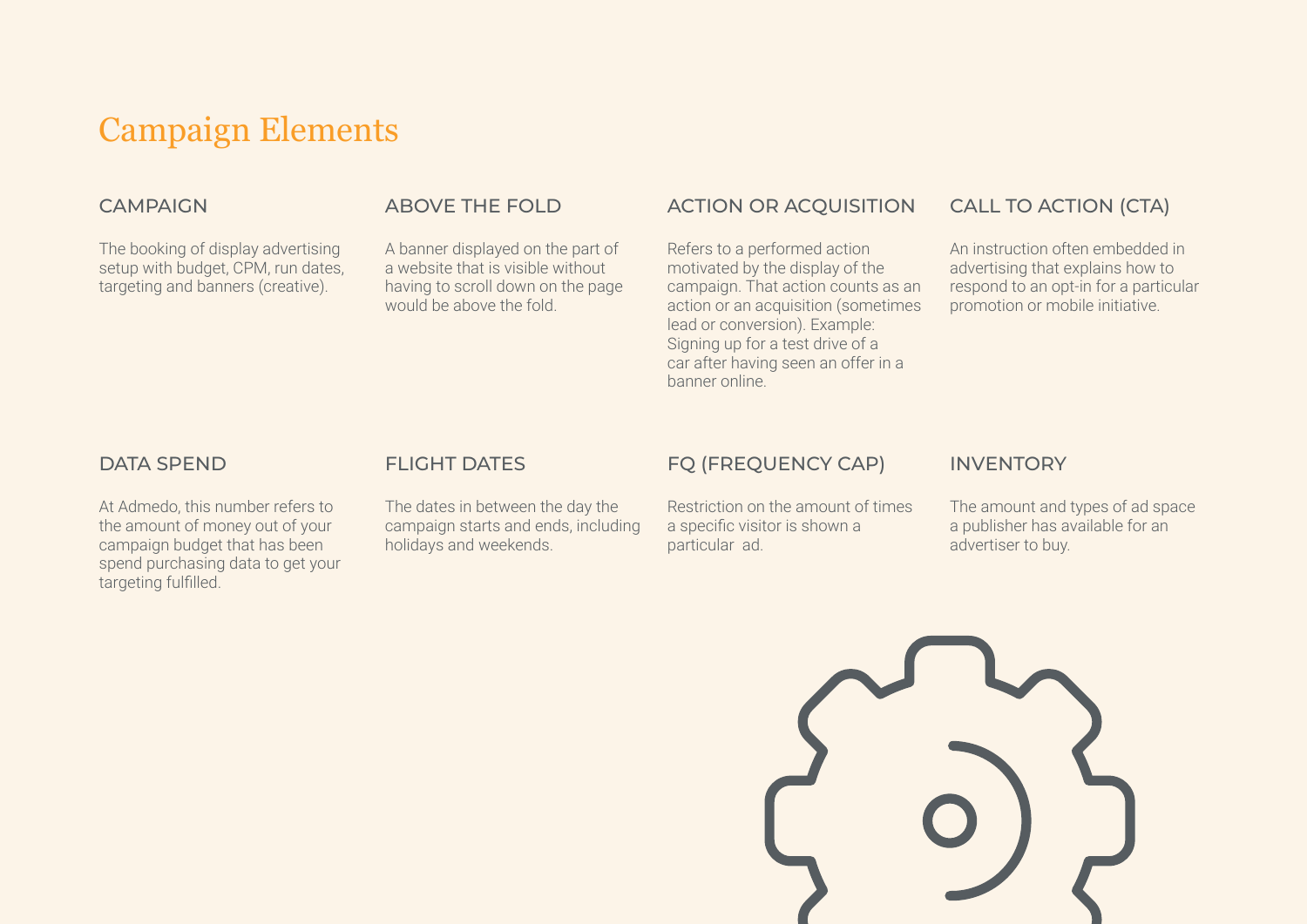# Campaign Elements

### CAMPAIGN

The booking of display advertising setup with budget, CPM, run dates, targeting and banners (creative).

### ABOVE THE FOLD

A banner displayed on the part of a website that is visible without having to scroll down on the page would be above the fold.

### ACTION OR ACQUISITION

Refers to a performed action motivated by the display of the campaign. That action counts as an action or an acquisition (sometimes lead or conversion). Example: Signing up for a test drive of a car after having seen an offer in a banner online.

### CALL TO ACTION (CTA)

An instruction often embedded in advertising that explains how to respond to an opt-in for a particular promotion or mobile initiative.

### DATA SPEND

At Admedo, this number refers to the amount of money out of your campaign budget that has been spend purchasing data to get your targeting fulfilled.

### FLIGHT DATES

The dates in between the day the campaign starts and ends, including holidays and weekends.

### FQ (FREQUENCY CAP)

Restriction on the amount of times a specific visitor is shown a particular ad.

### INVENTORY

The amount and types of ad space a publisher has available for an advertiser to buy.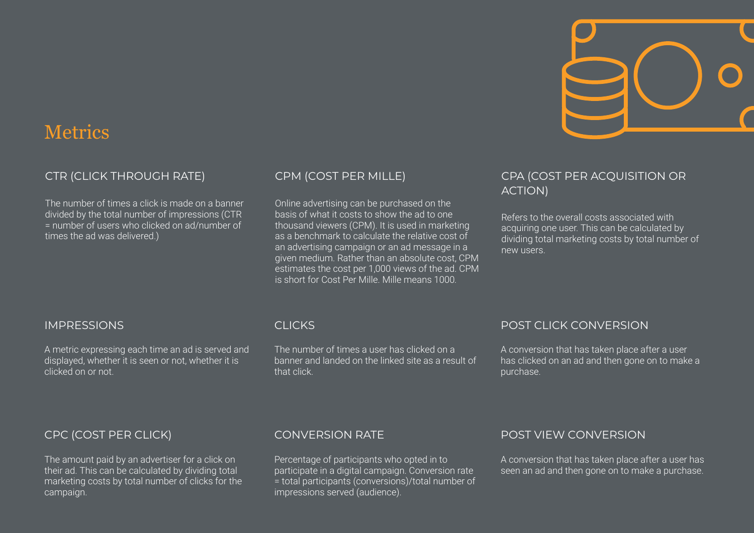# Metrics

## CTR (CLICK THROUGH RATE)

The number of times a click is made on a banner divided by the total number of impressions (CTR = number of users who clicked on ad/number of times the ad was delivered.)

## CPM (COST PER MILLE)

Online advertising can be purchased on the basis of what it costs to show the ad to one thousand viewers (CPM). It is used in marketing as a benchmark to calculate the relative cost of an advertising campaign or an ad message in a given medium. Rather than an absolute cost, CPM estimates the cost per 1,000 views of the ad. CPM is short for Cost Per Mille. Mille means 1000.

## CPA (COST PER ACQUISITION OR ACTION)

Refers to the overall costs associated with acquiring one user. This can be calculated by dividing total marketing costs by total number of new users.

## IMPRESSIONS

A metric expressing each time an ad is served and displayed, whether it is seen or not, whether it is clicked on or not.

## CLICKS

The number of times a user has clicked on a banner and landed on the linked site as a result of that click.

## POST CLICK CONVERSION

A conversion that has taken place after a user has clicked on an ad and then gone on to make a purchase.

## CPC (COST PER CLICK)

The amount paid by an advertiser for a click on their ad. This can be calculated by dividing total marketing costs by total number of clicks for the campaign.

## CONVERSION RATE

Percentage of participants who opted in to participate in a digital campaign. Conversion rate = total participants (conversions)/total number of impressions served (audience).

## POST VIEW CONVERSION

A conversion that has taken place after a user has seen an ad and then gone on to make a purchase.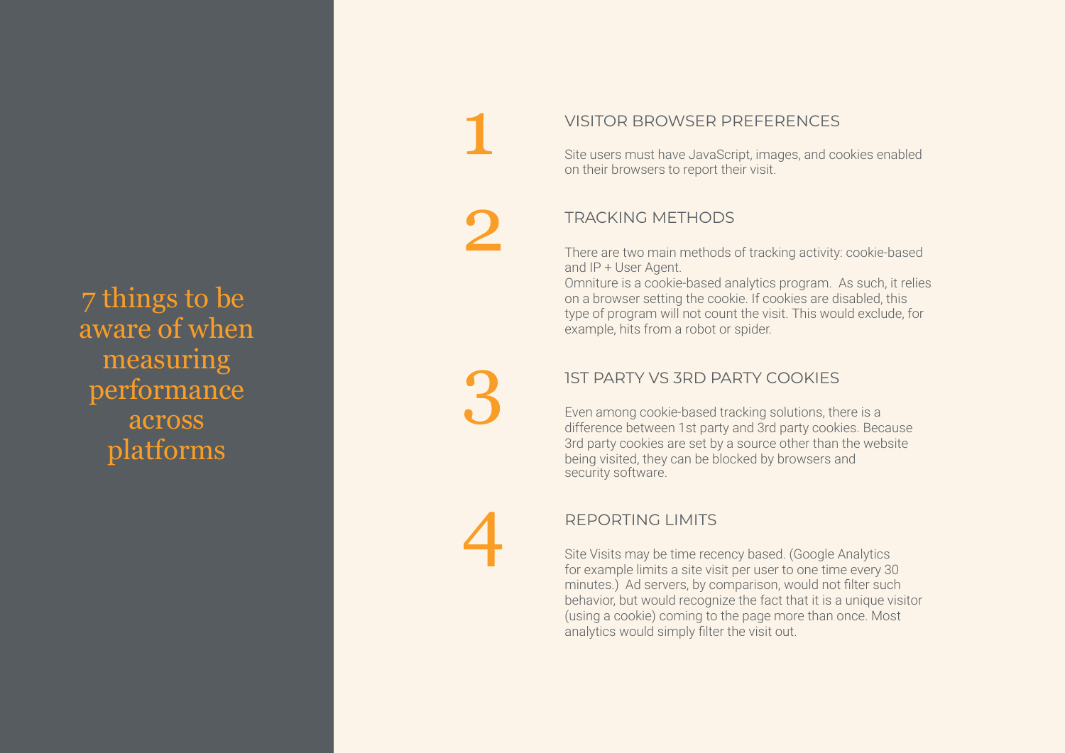# 7 things to be aware of when measuring performance across platforms

## 1 VISITOR BROWSER PREFERENCES

Site users must have JavaScript, images, and cookies enabled on their browsers to report their visit.

## 2 TRACKING METHODS

There are two main methods of tracking activity: cookie-based and IP + User Agent.
Omniture is a cookie-based analytics program. As such, it relies on a browser setting the cookie. If cookies are disabled, this type of program will not count the visit. This would exclude, for example, hits from a robot or spider.

## 3 1ST PARTY VS 3RD PARTY COOKIES

Even among cookie-based tracking solutions, there is a difference between 1st party and 3rd party cookies. Because 3rd party cookies are set by a source other than the website being visited, they can be blocked by browsers and security software.

## 4 REPORTING LIMITS

Site Visits may be time recency based. (Google Analytics for example limits a site visit per user to one time every 30 minutes.) Ad servers, by comparison, would not filter such behavior, but would recognize the fact that it is a unique visitor (using a cookie) coming to the page more than once. Most analytics would simply filter the visit out.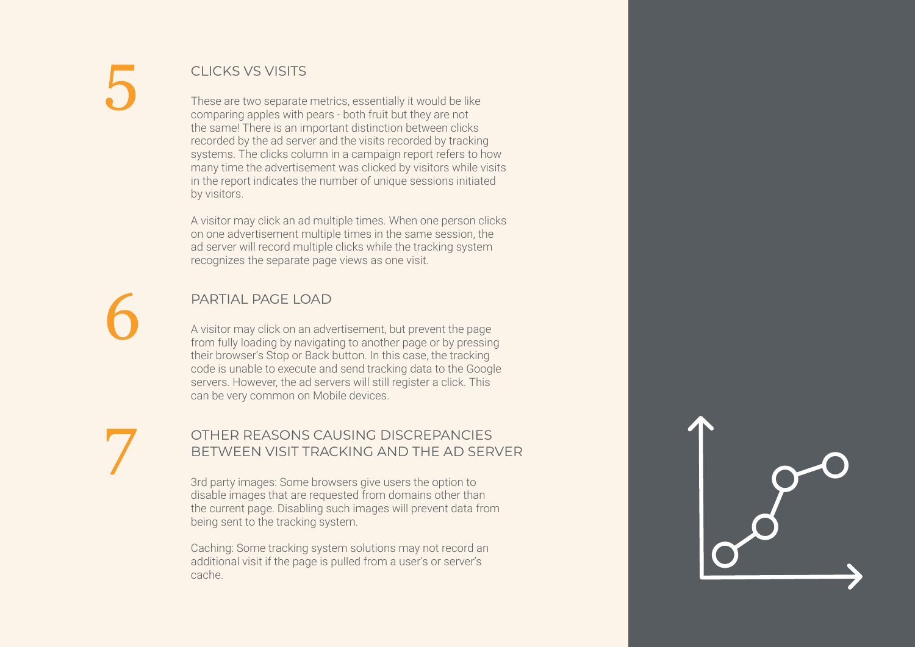## 5 CLICKS VS VISITS

These are two separate metrics, essentially it would be like comparing apples with pears - both fruit but they are not the same! There is an important distinction between clicks recorded by the ad server and the visits recorded by tracking systems. The clicks column in a campaign report refers to how many time the advertisement was clicked by visitors while visits in the report indicates the number of unique sessions initiated by visitors.

A visitor may click an ad multiple times. When one person clicks on one advertisement multiple times in the same session, the ad server will record multiple clicks while the tracking system recognizes the separate page views as one visit.

## 6 PARTIAL PAGE LOAD

A visitor may click on an advertisement, but prevent the page from fully loading by navigating to another page or by pressing their browser's Stop or Back button. In this case, the tracking code is unable to execute and send tracking data to the Google servers. However, the ad servers will still register a click. This can be very common on Mobile devices.

## 7 OTHER REASONS CAUSING DISCREPANCIES BETWEEN VISIT TRACKING AND THE AD SERVER

3rd party images: Some browsers give users the option to disable images that are requested from domains other than the current page. Disabling such images will prevent data from being sent to the tracking system.

Caching: Some tracking system solutions may not record an additional visit if the page is pulled from a user's or server's cache.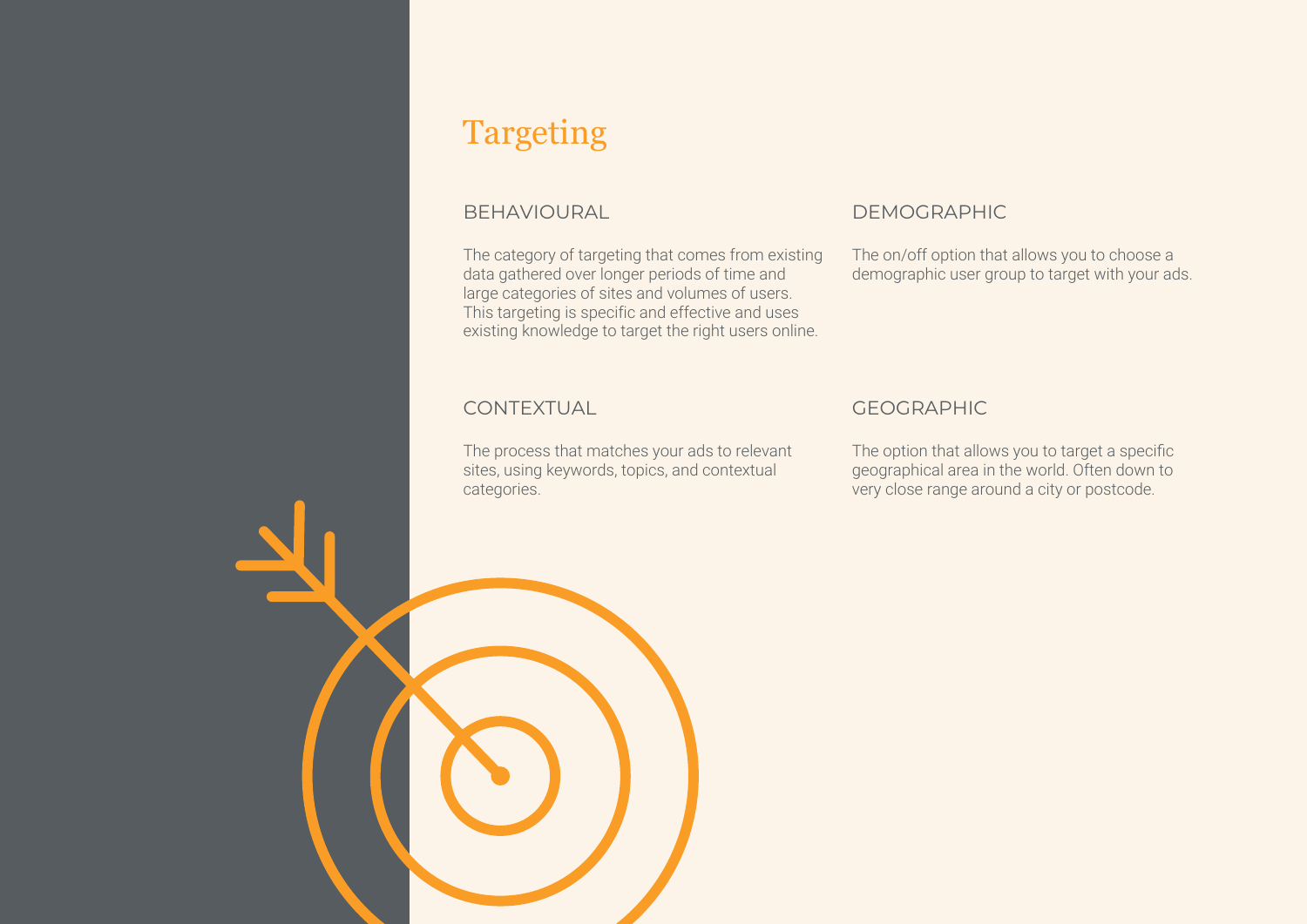# Targeting

## BEHAVIOURAL

The category of targeting that comes from existing data gathered over longer periods of time and large categories of sites and volumes of users. This targeting is specific and effective and uses existing knowledge to target the right users online.

## DEMOGRAPHIC

The on/off option that allows you to choose a demographic user group to target with your ads.

## CONTEXTUAL

The process that matches your ads to relevant sites, using keywords, topics, and contextual categories.

## GEOGRAPHIC

The option that allows you to target a specific geographical area in the world. Often down to very close range around a city or postcode.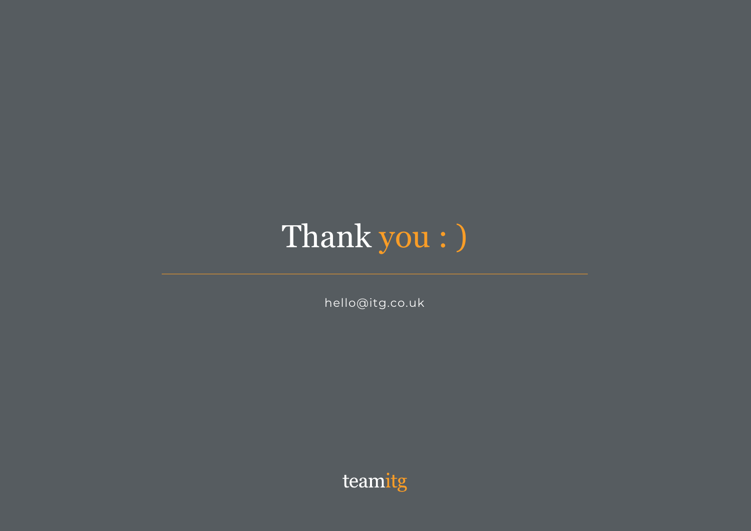# Thank you : )

---

hello@itg.co.uk

teamitg